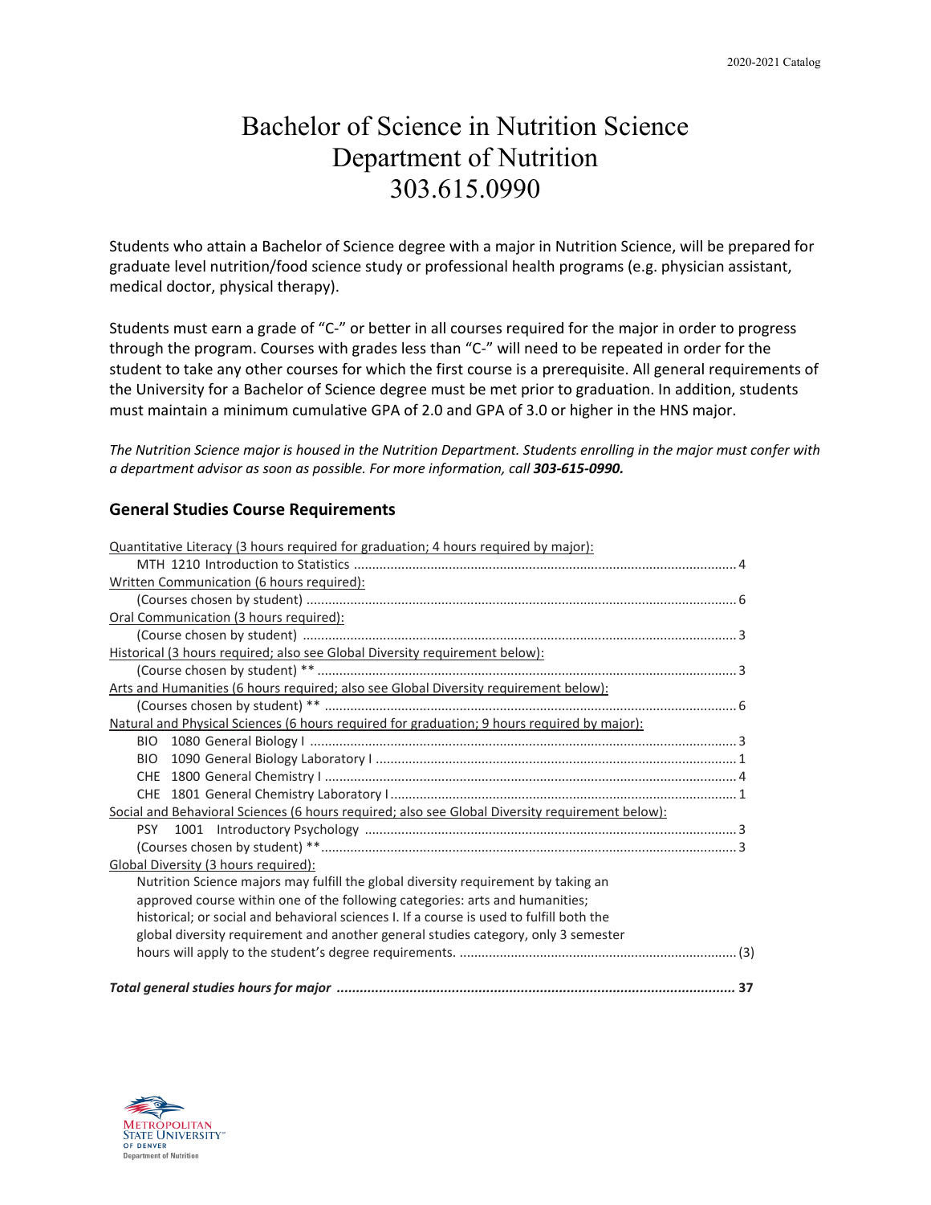# Bachelor of Science in Nutrition Science
# Department of Nutrition
# 303.615.0990

Students who attain a Bachelor of Science degree with a major in Nutrition Science, will be prepared for graduate level nutrition/food science study or professional health programs (e.g. physician assistant, medical doctor, physical therapy).

Students must earn a grade of "C-" or better in all courses required for the major in order to progress through the program. Courses with grades less than "C-" will need to be repeated in order for the student to take any other courses for which the first course is a prerequisite. All general requirements of the University for a Bachelor of Science degree must be met prior to graduation. In addition, students must maintain a minimum cumulative GPA of 2.0 and GPA of 3.0 or higher in the HNS major.

*The Nutrition Science major is housed in the Nutrition Department. Students enrolling in the major must confer with a department advisor as soon as possible. For more information, call **303-615-0990.***

## General Studies Course Requirements

Quantitative Literacy (3 hours required for graduation; 4 hours required by major):
- MTH 1210 Introduction to Statistics ... 4

Written Communication (6 hours required):
- (Courses chosen by student) ... 6

Oral Communication (3 hours required):
- (Course chosen by student) ... 3

Historical (3 hours required; also see Global Diversity requirement below):
- (Course chosen by student) ** ... 3

Arts and Humanities (6 hours required; also see Global Diversity requirement below):
- (Courses chosen by student) ** ... 6

Natural and Physical Sciences (6 hours required for graduation; 9 hours required by major):
- BIO 1080 General Biology I ... 3
- BIO 1090 General Biology Laboratory I ... 1
- CHE 1800 General Chemistry I ... 4
- CHE 1801 General Chemistry Laboratory I ... 1

Social and Behavioral Sciences (6 hours required; also see Global Diversity requirement below):
- PSY 1001 Introductory Psychology ... 3
- (Courses chosen by student) ** ... 3

Global Diversity (3 hours required):
- Nutrition Science majors may fulfill the global diversity requirement by taking an approved course within one of the following categories: arts and humanities; historical; or social and behavioral sciences I. If a course is used to fulfill both the global diversity requirement and another general studies category, only 3 semester hours will apply to the student's degree requirements. ... (3)

***Total general studies hours for major ... 37***

Metropolitan State University of Denver
Department of Nutrition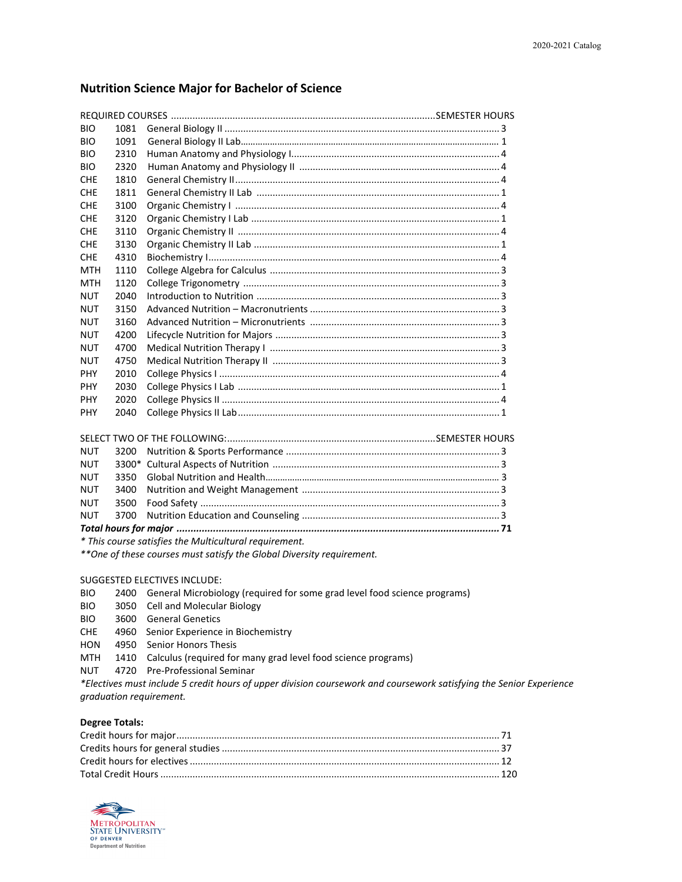## Nutrition Science Major for Bachelor of Science

| REQUIRED COURSES | | | SEMESTER HOURS |
|---|---|---|---|
| BIO | 1081 | General Biology II | 3 |
| BIO | 1091 | General Biology II Lab | 1 |
| BIO | 2310 | Human Anatomy and Physiology I | 4 |
| BIO | 2320 | Human Anatomy and Physiology II | 4 |
| CHE | 1810 | General Chemistry II | 4 |
| CHE | 1811 | General Chemistry II Lab | 1 |
| CHE | 3100 | Organic Chemistry I | 4 |
| CHE | 3120 | Organic Chemistry I Lab | 1 |
| CHE | 3110 | Organic Chemistry II | 4 |
| CHE | 3130 | Organic Chemistry II Lab | 1 |
| CHE | 4310 | Biochemistry I | 4 |
| MTH | 1110 | College Algebra for Calculus | 3 |
| MTH | 1120 | College Trigonometry | 3 |
| NUT | 2040 | Introduction to Nutrition | 3 |
| NUT | 3150 | Advanced Nutrition – Macronutrients | 3 |
| NUT | 3160 | Advanced Nutrition – Micronutrients | 3 |
| NUT | 4200 | Lifecycle Nutrition for Majors | 3 |
| NUT | 4700 | Medical Nutrition Therapy I | 3 |
| NUT | 4750 | Medical Nutrition Therapy II | 3 |
| PHY | 2010 | College Physics I | 4 |
| PHY | 2030 | College Physics I Lab | 1 |
| PHY | 2020 | College Physics II | 4 |
| PHY | 2040 | College Physics II Lab | 1 |

| SELECT TWO OF THE FOLLOWING: | | | SEMESTER HOURS |
|---|---|---|---|
| NUT | 3200 | Nutrition & Sports Performance | 3 |
| NUT | 3300* | Cultural Aspects of Nutrition | 3 |
| NUT | 3350 | Global Nutrition and Health | 3 |
| NUT | 3400 | Nutrition and Weight Management | 3 |
| NUT | 3500 | Food Safety | 3 |
| NUT | 3700 | Nutrition Education and Counseling | 3 |
| ***Total hours for major*** | | | **71** |

*\* This course satisfies the Multicultural requirement.*

*\*\*One of these courses must satisfy the Global Diversity requirement.*

SUGGESTED ELECTIVES INCLUDE:

| | | |
|---|---|---|
| BIO | 2400 | General Microbiology (required for some grad level food science programs) |
| BIO | 3050 | Cell and Molecular Biology |
| BIO | 3600 | General Genetics |
| CHE | 4960 | Senior Experience in Biochemistry |
| HON | 4950 | Senior Honors Thesis |
| MTH | 1410 | Calculus (required for many grad level food science programs) |
| NUT | 4720 | Pre-Professional Seminar |

*\*Electives must include 5 credit hours of upper division coursework and coursework satisfying the Senior Experience graduation requirement.*

**Degree Totals:**

| | |
|---|---|
| Credit hours for major | 71 |
| Credits hours for general studies | 37 |
| Credit hours for electives | 12 |
| Total Credit Hours | 120 |

METROPOLITAN STATE UNIVERSITY OF DENVER
Department of Nutrition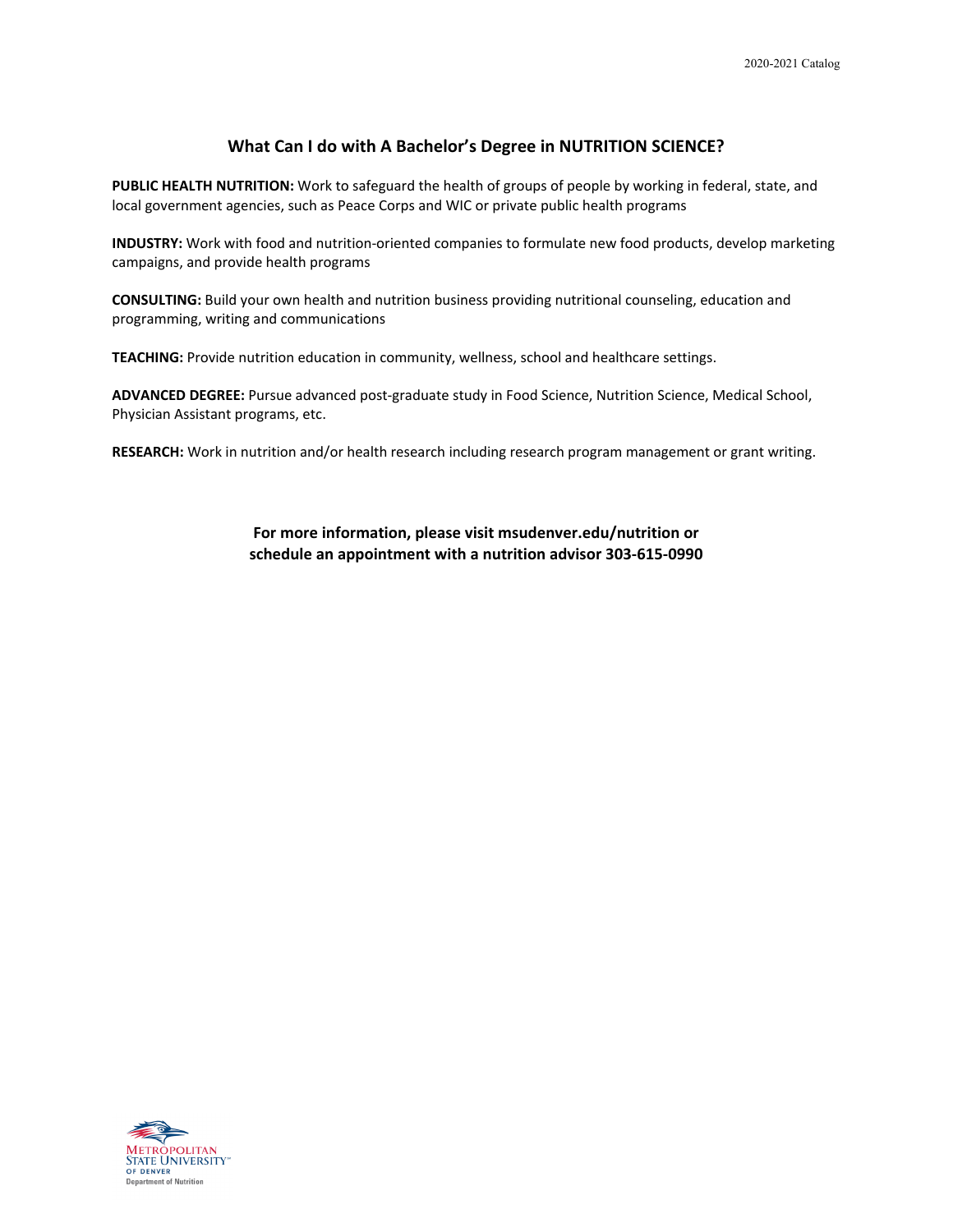## What Can I do with A Bachelor's Degree in NUTRITION SCIENCE?

**PUBLIC HEALTH NUTRITION:** Work to safeguard the health of groups of people by working in federal, state, and local government agencies, such as Peace Corps and WIC or private public health programs

**INDUSTRY:** Work with food and nutrition-oriented companies to formulate new food products, develop marketing campaigns, and provide health programs

**CONSULTING:** Build your own health and nutrition business providing nutritional counseling, education and programming, writing and communications

**TEACHING:** Provide nutrition education in community, wellness, school and healthcare settings.

**ADVANCED DEGREE:** Pursue advanced post-graduate study in Food Science, Nutrition Science, Medical School, Physician Assistant programs, etc.

**RESEARCH:** Work in nutrition and/or health research including research program management or grant writing.

**For more information, please visit msudenver.edu/nutrition or schedule an appointment with a nutrition advisor 303-615-0990**

Metropolitan State University of Denver
Department of Nutrition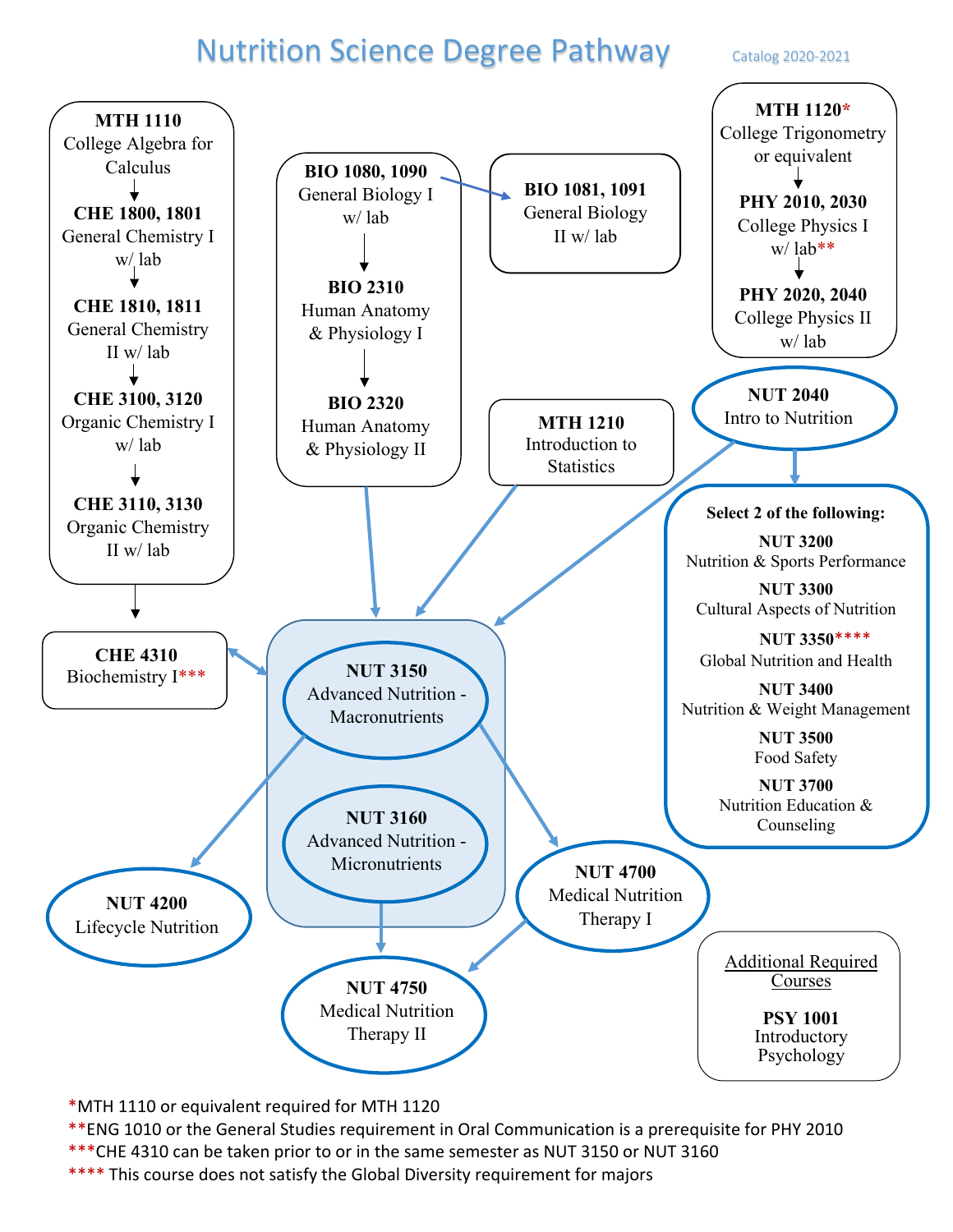# Nutrition Science Degree Pathway

Catalog 2020-2021

**MTH 1110**
College Algebra for Calculus

**CHE 1800, 1801**
General Chemistry I w/ lab

**CHE 1810, 1811**
General Chemistry II w/ lab

**CHE 3100, 3120**
Organic Chemistry I w/ lab

**CHE 3110, 3130**
Organic Chemistry II w/ lab

**CHE 4310**
Biochemistry I***

**BIO 1080, 1090**
General Biology I w/ lab

**BIO 1081, 1091**
General Biology II w/ lab

**BIO 2310**
Human Anatomy & Physiology I

**BIO 2320**
Human Anatomy & Physiology II

**MTH 1120***
College Trigonometry or equivalent

**PHY 2010, 2030**
College Physics I w/ lab**

**PHY 2020, 2040**
College Physics II w/ lab

**MTH 1210**
Introduction to Statistics

**NUT 2040**
Intro to Nutrition

**Select 2 of the following:**

**NUT 3200**
Nutrition & Sports Performance

**NUT 3300**
Cultural Aspects of Nutrition

**NUT 3350******
Global Nutrition and Health

**NUT 3400**
Nutrition & Weight Management

**NUT 3500**
Food Safety

**NUT 3700**
Nutrition Education & Counseling

**NUT 3150**
Advanced Nutrition - Macronutrients

**NUT 3160**
Advanced Nutrition - Micronutrients

**NUT 4200**
Lifecycle Nutrition

**NUT 4700**
Medical Nutrition Therapy I

**NUT 4750**
Medical Nutrition Therapy II

Additional Required Courses

**PSY 1001**
Introductory Psychology

*MTH 1110 or equivalent required for MTH 1120

**ENG 1010 or the General Studies requirement in Oral Communication is a prerequisite for PHY 2010

***CHE 4310 can be taken prior to or in the same semester as NUT 3150 or NUT 3160

**** This course does not satisfy the Global Diversity requirement for majors